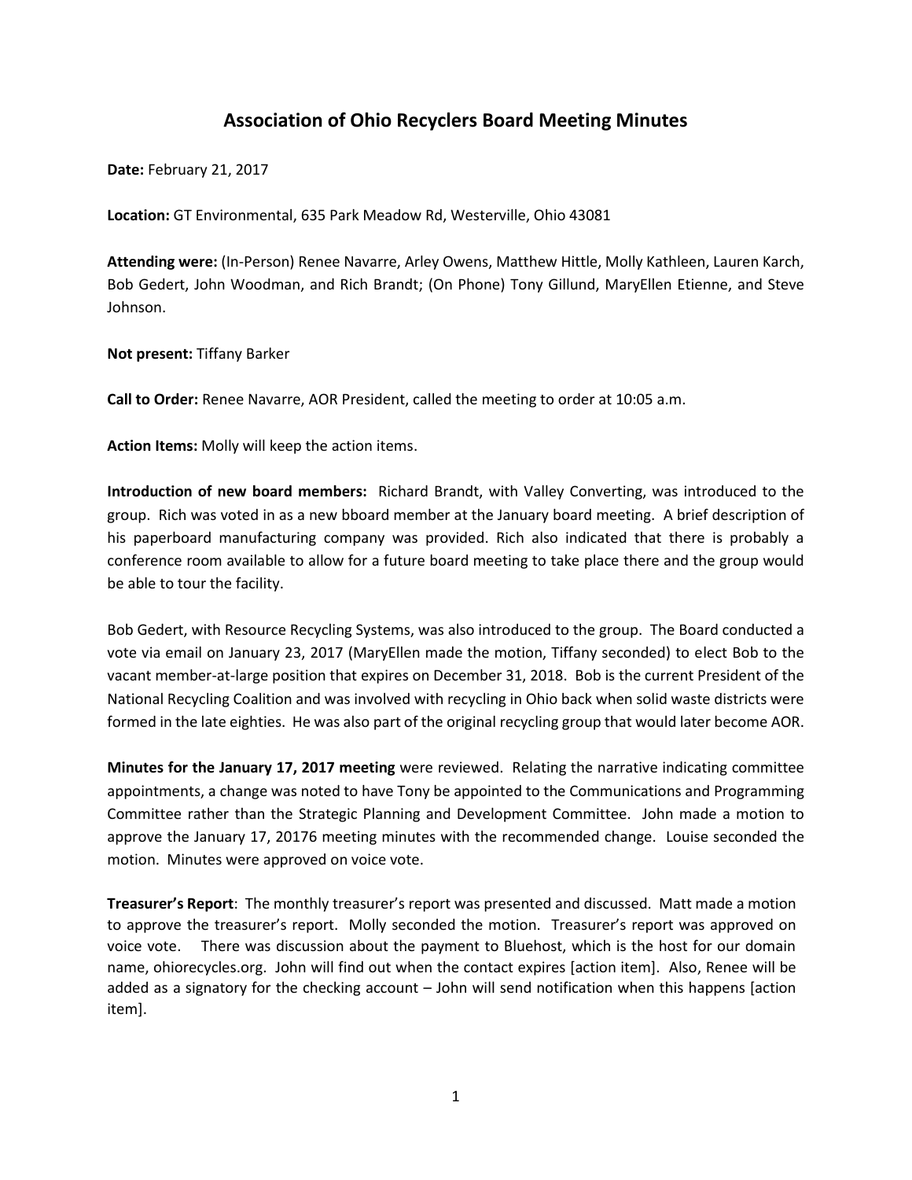# Association of Ohio Recyclers Board Meeting Minutes

**Date:** February 21, 2017

**Location:** GT Environmental, 635 Park Meadow Rd, Westerville, Ohio 43081

**Attending were:** (In-Person) Renee Navarre, Arley Owens, Matthew Hittle, Molly Kathleen, Lauren Karch, Bob Gedert, John Woodman, and Rich Brandt; (On Phone) Tony Gillund, MaryEllen Etienne, and Steve Johnson.

**Not present:** Tiffany Barker

**Call to Order:** Renee Navarre, AOR President, called the meeting to order at 10:05 a.m.

**Action Items:** Molly will keep the action items.

**Introduction of new board members:** Richard Brandt, with Valley Converting, was introduced to the group. Rich was voted in as a new bboard member at the January board meeting. A brief description of his paperboard manufacturing company was provided. Rich also indicated that there is probably a conference room available to allow for a future board meeting to take place there and the group would be able to tour the facility.

Bob Gedert, with Resource Recycling Systems, was also introduced to the group. The Board conducted a vote via email on January 23, 2017 (MaryEllen made the motion, Tiffany seconded) to elect Bob to the vacant member-at-large position that expires on December 31, 2018. Bob is the current President of the National Recycling Coalition and was involved with recycling in Ohio back when solid waste districts were formed in the late eighties. He was also part of the original recycling group that would later become AOR.

**Minutes for the January 17, 2017 meeting** were reviewed. Relating the narrative indicating committee appointments, a change was noted to have Tony be appointed to the Communications and Programming Committee rather than the Strategic Planning and Development Committee. John made a motion to approve the January 17, 20176 meeting minutes with the recommended change. Louise seconded the motion. Minutes were approved on voice vote.

**Treasurer's Report**: The monthly treasurer's report was presented and discussed. Matt made a motion to approve the treasurer's report. Molly seconded the motion. Treasurer's report was approved on voice vote. There was discussion about the payment to Bluehost, which is the host for our domain name, ohiorecycles.org. John will find out when the contact expires [action item]. Also, Renee will be added as a signatory for the checking account – John will send notification when this happens [action item].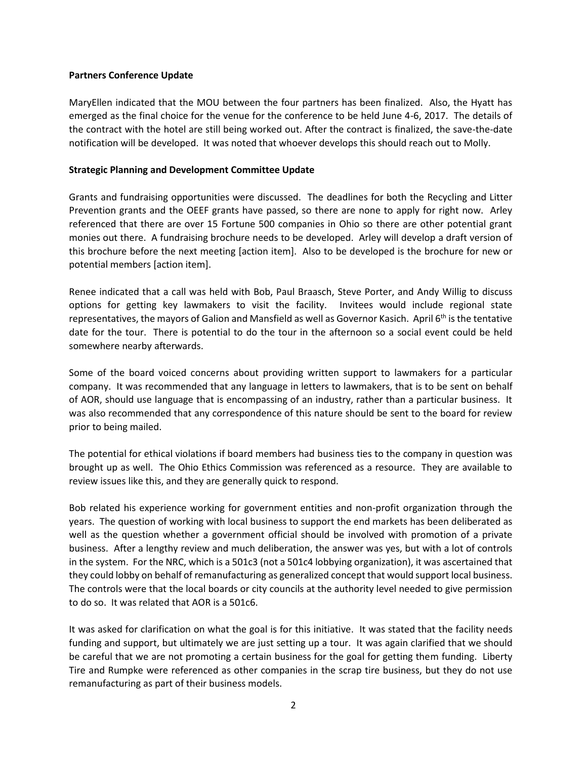**Partners Conference Update**

MaryEllen indicated that the MOU between the four partners has been finalized. Also, the Hyatt has emerged as the final choice for the venue for the conference to be held June 4-6, 2017. The details of the contract with the hotel are still being worked out. After the contract is finalized, the save-the-date notification will be developed. It was noted that whoever develops this should reach out to Molly.

**Strategic Planning and Development Committee Update**

Grants and fundraising opportunities were discussed. The deadlines for both the Recycling and Litter Prevention grants and the OEEF grants have passed, so there are none to apply for right now. Arley referenced that there are over 15 Fortune 500 companies in Ohio so there are other potential grant monies out there. A fundraising brochure needs to be developed. Arley will develop a draft version of this brochure before the next meeting [action item]. Also to be developed is the brochure for new or potential members [action item].

Renee indicated that a call was held with Bob, Paul Braasch, Steve Porter, and Andy Willig to discuss options for getting key lawmakers to visit the facility. Invitees would include regional state representatives, the mayors of Galion and Mansfield as well as Governor Kasich. April 6th is the tentative date for the tour. There is potential to do the tour in the afternoon so a social event could be held somewhere nearby afterwards.

Some of the board voiced concerns about providing written support to lawmakers for a particular company. It was recommended that any language in letters to lawmakers, that is to be sent on behalf of AOR, should use language that is encompassing of an industry, rather than a particular business. It was also recommended that any correspondence of this nature should be sent to the board for review prior to being mailed.

The potential for ethical violations if board members had business ties to the company in question was brought up as well. The Ohio Ethics Commission was referenced as a resource. They are available to review issues like this, and they are generally quick to respond.

Bob related his experience working for government entities and non-profit organization through the years. The question of working with local business to support the end markets has been deliberated as well as the question whether a government official should be involved with promotion of a private business. After a lengthy review and much deliberation, the answer was yes, but with a lot of controls in the system. For the NRC, which is a 501c3 (not a 501c4 lobbying organization), it was ascertained that they could lobby on behalf of remanufacturing as generalized concept that would support local business. The controls were that the local boards or city councils at the authority level needed to give permission to do so. It was related that AOR is a 501c6.

It was asked for clarification on what the goal is for this initiative. It was stated that the facility needs funding and support, but ultimately we are just setting up a tour. It was again clarified that we should be careful that we are not promoting a certain business for the goal for getting them funding. Liberty Tire and Rumpke were referenced as other companies in the scrap tire business, but they do not use remanufacturing as part of their business models.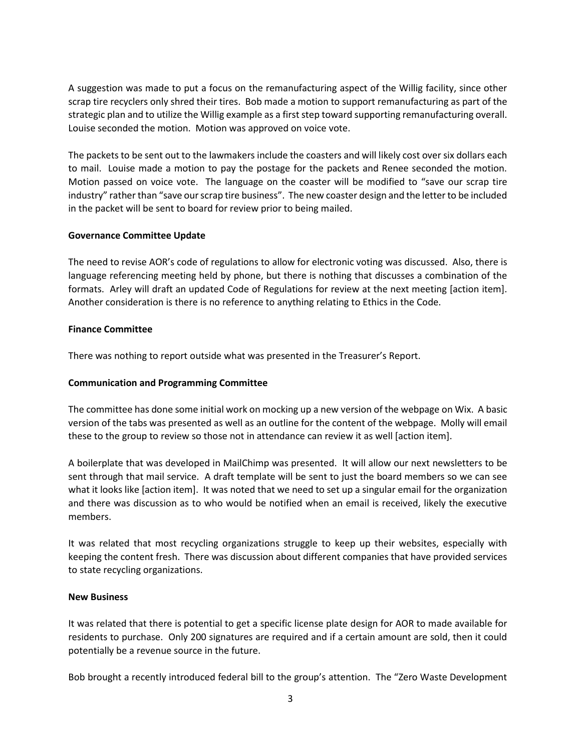A suggestion was made to put a focus on the remanufacturing aspect of the Willig facility, since other scrap tire recyclers only shred their tires. Bob made a motion to support remanufacturing as part of the strategic plan and to utilize the Willig example as a first step toward supporting remanufacturing overall. Louise seconded the motion. Motion was approved on voice vote.

The packets to be sent out to the lawmakers include the coasters and will likely cost over six dollars each to mail. Louise made a motion to pay the postage for the packets and Renee seconded the motion. Motion passed on voice vote. The language on the coaster will be modified to "save our scrap tire industry" rather than "save our scrap tire business". The new coaster design and the letter to be included in the packet will be sent to board for review prior to being mailed.

**Governance Committee Update**

The need to revise AOR's code of regulations to allow for electronic voting was discussed. Also, there is language referencing meeting held by phone, but there is nothing that discusses a combination of the formats. Arley will draft an updated Code of Regulations for review at the next meeting [action item]. Another consideration is there is no reference to anything relating to Ethics in the Code.

**Finance Committee**

There was nothing to report outside what was presented in the Treasurer's Report.

**Communication and Programming Committee**

The committee has done some initial work on mocking up a new version of the webpage on Wix. A basic version of the tabs was presented as well as an outline for the content of the webpage. Molly will email these to the group to review so those not in attendance can review it as well [action item].

A boilerplate that was developed in MailChimp was presented. It will allow our next newsletters to be sent through that mail service. A draft template will be sent to just the board members so we can see what it looks like [action item]. It was noted that we need to set up a singular email for the organization and there was discussion as to who would be notified when an email is received, likely the executive members.

It was related that most recycling organizations struggle to keep up their websites, especially with keeping the content fresh. There was discussion about different companies that have provided services to state recycling organizations.

**New Business**

It was related that there is potential to get a specific license plate design for AOR to made available for residents to purchase. Only 200 signatures are required and if a certain amount are sold, then it could potentially be a revenue source in the future.

Bob brought a recently introduced federal bill to the group's attention. The "Zero Waste Development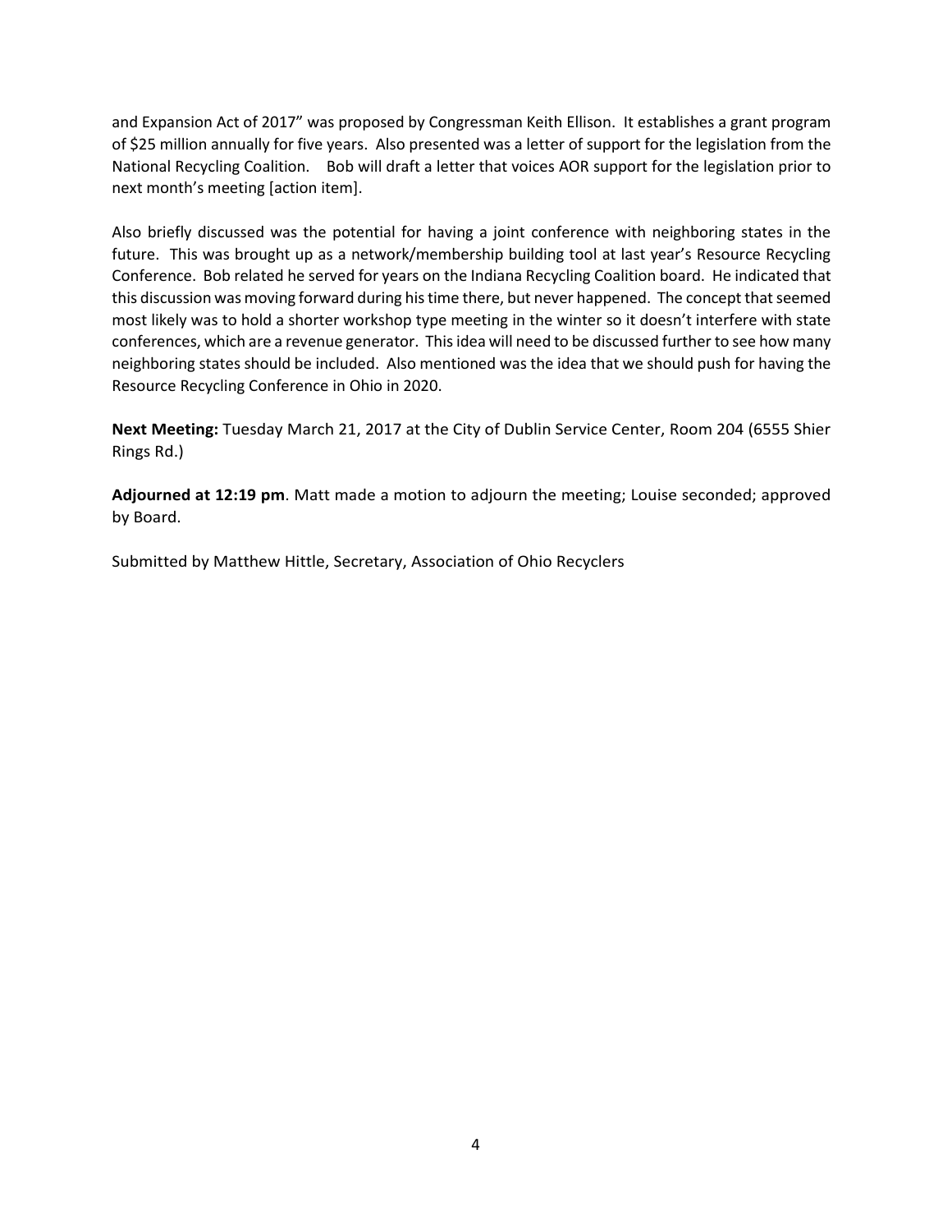and Expansion Act of 2017" was proposed by Congressman Keith Ellison. It establishes a grant program of $25 million annually for five years. Also presented was a letter of support for the legislation from the National Recycling Coalition. Bob will draft a letter that voices AOR support for the legislation prior to next month's meeting [action item].

Also briefly discussed was the potential for having a joint conference with neighboring states in the future. This was brought up as a network/membership building tool at last year's Resource Recycling Conference. Bob related he served for years on the Indiana Recycling Coalition board. He indicated that this discussion was moving forward during his time there, but never happened. The concept that seemed most likely was to hold a shorter workshop type meeting in the winter so it doesn't interfere with state conferences, which are a revenue generator. This idea will need to be discussed further to see how many neighboring states should be included. Also mentioned was the idea that we should push for having the Resource Recycling Conference in Ohio in 2020.

**Next Meeting:** Tuesday March 21, 2017 at the City of Dublin Service Center, Room 204 (6555 Shier Rings Rd.)

**Adjourned at 12:19 pm**. Matt made a motion to adjourn the meeting; Louise seconded; approved by Board.

Submitted by Matthew Hittle, Secretary, Association of Ohio Recyclers